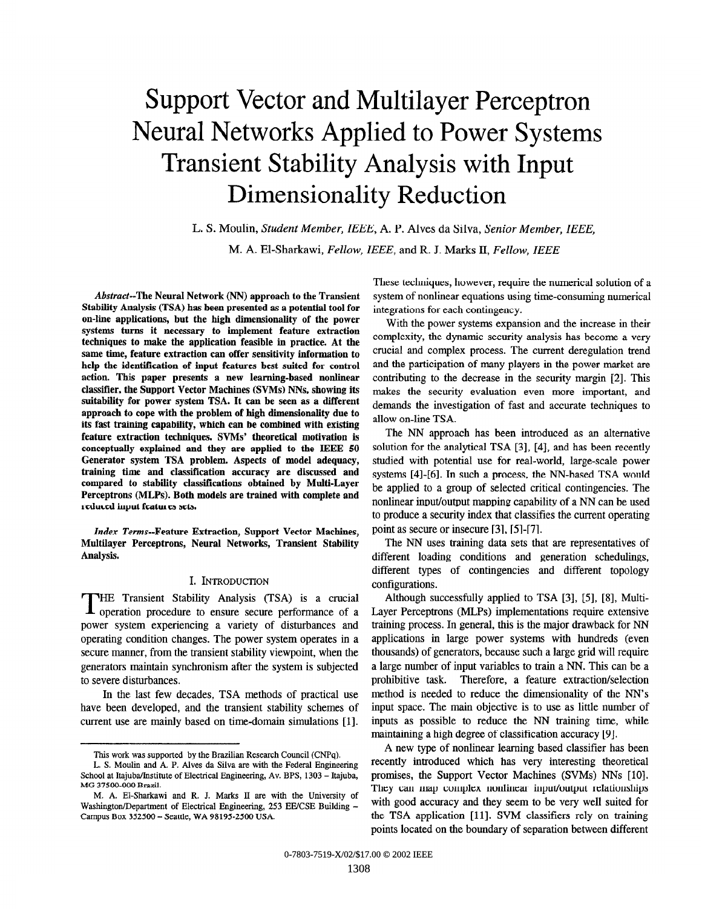# Support Vector and Multilayer Perceptron Neural Networks Applied to Power Systems Transient Stability Analysis with Input Dimensionality Reduction

L. S. Moulin, *Student Member, IEEE*, A. P. Alves da Silva, *Senior Member, IEEE*, M. A. El-Sharkawi, *Fellow, IEEE*, and R. J. Marks II, *Fellow, IEEE*

***Abstract*--The Neural Network (NN) approach to the Transient Stability Analysis (TSA) has been presented as a potential tool for on-line applications, but the high dimensionality of the power systems turns it necessary to implement feature extraction techniques to make the application feasible in practice. At the same time, feature extraction can offer sensitivity information to help the identification of input features best suited for control action. This paper presents a new learning-based nonlinear classifier, the Support Vector Machines (SVMs) NNs, showing its suitability for power system TSA. It can be seen as a different approach to cope with the problem of high dimensionality due to its fast training capability, which can be combined with existing feature extraction techniques. SVMs' theoretical motivation is conceptually explained and they are applied to the IEEE 50 Generator system TSA problem. Aspects of model adequacy, training time and classification accuracy are discussed and compared to stability classifications obtained by Multi-Layer Perceptrons (MLPs). Both models are trained with complete and reduced input features sets.**

***Index Terms*--Feature Extraction, Support Vector Machines, Multilayer Perceptrons, Neural Networks, Transient Stability Analysis.**

## I. INTRODUCTION

The Transient Stability Analysis (TSA) is a crucial operation procedure to ensure secure performance of a power system experiencing a variety of disturbances and operating condition changes. The power system operates in a secure manner, from the transient stability viewpoint, when the generators maintain synchronism after the system is subjected to severe disturbances.

In the last few decades, TSA methods of practical use have been developed, and the transient stability schemes of current use are mainly based on time-domain simulations [1]. These techniques, however, require the numerical solution of a system of nonlinear equations using time-consuming numerical integrations for each contingency.

With the power systems expansion and the increase in their complexity, the dynamic security analysis has become a very crucial and complex process. The current deregulation trend and the participation of many players in the power market are contributing to the decrease in the security margin [2]. This makes the security evaluation even more important, and demands the investigation of fast and accurate techniques to allow on-line TSA.

The NN approach has been introduced as an alternative solution for the analytical TSA [3], [4], and has been recently studied with potential use for real-world, large-scale power systems [4]-[6]. In such a process, the NN-based TSA would be applied to a group of selected critical contingencies. The nonlinear input/output mapping capability of a NN can be used to produce a security index that classifies the current operating point as secure or insecure [3], [5]-[7].

The NN uses training data sets that are representatives of different loading conditions and generation schedulings, different types of contingencies and different topology configurations.

Although successfully applied to TSA [3], [5], [8], Multi-Layer Perceptrons (MLPs) implementations require extensive training process. In general, this is the major drawback for NN applications in large power systems with hundreds (even thousands) of generators, because such a large grid will require a large number of input variables to train a NN. This can be a prohibitive task. Therefore, a feature extraction/selection method is needed to reduce the dimensionality of the NN's input space. The main objective is to use as little number of inputs as possible to reduce the NN training time, while maintaining a high degree of classification accuracy [9].

A new type of nonlinear learning based classifier has been recently introduced which has very interesting theoretical promises, the Support Vector Machines (SVMs) NNs [10]. They can map complex nonlinear input/output relationships with good accuracy and they seem to be very well suited for the TSA application [11]. SVM classifiers rely on training points located on the boundary of separation between different

---

This work was supported by the Brazilian Research Council (CNPq).

L. S. Moulin and A. P. Alves da Silva are with the Federal Engineering School at Itajuba/Institute of Electrical Engineering, Av. BPS, 1303 – Itajuba, MG 37500-000 Brazil.

M. A. El-Sharkawi and R. J. Marks II are with the University of Washington/Department of Electrical Engineering, 253 EE/CSE Building – Campus Box 352500 – Seattle, WA 98195-2500 USA.

0-7803-7519-X/02/$17.00 © 2002 IEEE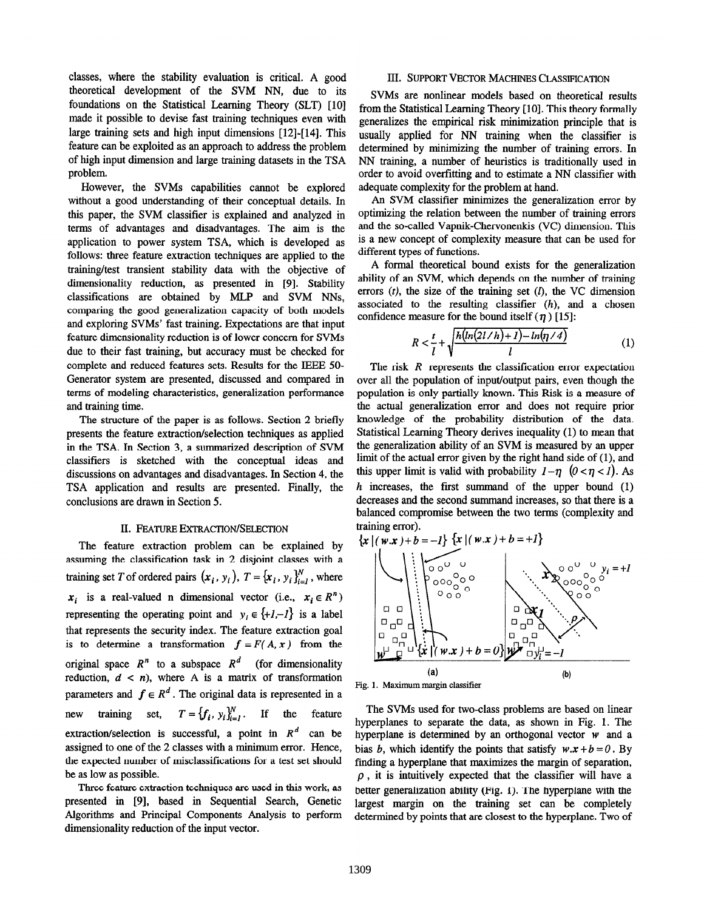classes, where the stability evaluation is critical. A good theoretical development of the SVM NN, due to its foundations on the Statistical Learning Theory (SLT) [10] made it possible to devise fast training techniques even with large training sets and high input dimensions [12]-[14]. This feature can be exploited as an approach to address the problem of high input dimension and large training datasets in the TSA problem.

However, the SVMs capabilities cannot be explored without a good understanding of their conceptual details. In this paper, the SVM classifier is explained and analyzed in terms of advantages and disadvantages. The aim is the application to power system TSA, which is developed as follows: three feature extraction techniques are applied to the training/test transient stability data with the objective of dimensionality reduction, as presented in [9]. Stability classifications are obtained by MLP and SVM NNs, comparing the good generalization capacity of both models and exploring SVMs' fast training. Expectations are that input feature dimensionality reduction is of lower concern for SVMs due to their fast training, but accuracy must be checked for complete and reduced features sets. Results for the IEEE 50-Generator system are presented, discussed and compared in terms of modeling characteristics, generalization performance and training time.

The structure of the paper is as follows. Section 2 briefly presents the feature extraction/selection techniques as applied in the TSA. In Section 3, a summarized description of SVM classifiers is sketched with the conceptual ideas and discussions on advantages and disadvantages. In Section 4, the TSA application and results are presented. Finally, the conclusions are drawn in Section 5.

## II. Feature Extraction/Selection

The feature extraction problem can be explained by assuming the classification task in 2 disjoint classes with a training set $T$ of ordered pairs $(x_i, y_i)$, $T = \{x_i, y_i\}_{i=1}^{N}$, where $x_i$ is a real-valued n dimensional vector (i.e., $x_i \in R^n$) representing the operating point and $y_i \in \{+1,-1\}$ is a label that represents the security index. The feature extraction goal is to determine a transformation $f = F(A, x)$ from the original space $R^n$ to a subspace $R^d$ (for dimensionality reduction, $d < n$), where A is a matrix of transformation parameters and $f \in R^d$. The original data is represented in a new training set, $T = \{f_i, y_i\}_{i=1}^{N}$. If the feature extraction/selection is successful, a point in $R^d$ can be assigned to one of the 2 classes with a minimum error. Hence, the expected number of misclassifications for a test set should be as low as possible.

Three feature extraction techniques are used in this work, as presented in [9], based in Sequential Search, Genetic Algorithms and Principal Components Analysis to perform dimensionality reduction of the input vector.

## III. Support Vector Machines Classification

SVMs are nonlinear models based on theoretical results from the Statistical Learning Theory [10]. This theory formally generalizes the empirical risk minimization principle that is usually applied for NN training when the classifier is determined by minimizing the number of training errors. In NN training, a number of heuristics is traditionally used in order to avoid overfitting and to estimate a NN classifier with adequate complexity for the problem at hand.

An SVM classifier minimizes the generalization error by optimizing the relation between the number of training errors and the so-called Vapnik-Chervonenkis (VC) dimension. This is a new concept of complexity measure that can be used for different types of functions.

A formal theoretical bound exists for the generalization ability of an SVM, which depends on the number of training errors ($t$), the size of the training set ($l$), the VC dimension associated to the resulting classifier ($h$), and a chosen confidence measure for the bound itself ($\eta$) [15]:

$$R < \frac{t}{l} + \sqrt{\frac{h(\ln(2l/h)+1) - \ln(\eta/4)}{l}} \tag{1}$$

The risk $R$ represents the classification error expectation over all the population of input/output pairs, even though the population is only partially known. This Risk is a measure of the actual generalization error and does not require prior knowledge of the probability distribution of the data. Statistical Learning Theory derives inequality (1) to mean that the generalization ability of an SVM is measured by an upper limit of the actual error given by the right hand side of (1), and this upper limit is valid with probability $1-\eta$ $(0 < \eta < 1)$. As $h$ increases, the first summand of the upper bound (1) decreases and the second summand increases, so that there is a balanced compromise between the two terms (complexity and training error).

Fig. 1. Maximum margin classifier

The SVMs used for two-class problems are based on linear hyperplanes to separate the data, as shown in Fig. 1. The hyperplane is determined by an orthogonal vector $w$ and a bias $b$, which identify the points that satisfy $w.x + b = 0$. By finding a hyperplane that maximizes the margin of separation, $\rho$, it is intuitively expected that the classifier will have a better generalization ability (Fig. 1). The hyperplane with the largest margin on the training set can be completely determined by points that are closest to the hyperplane. Two of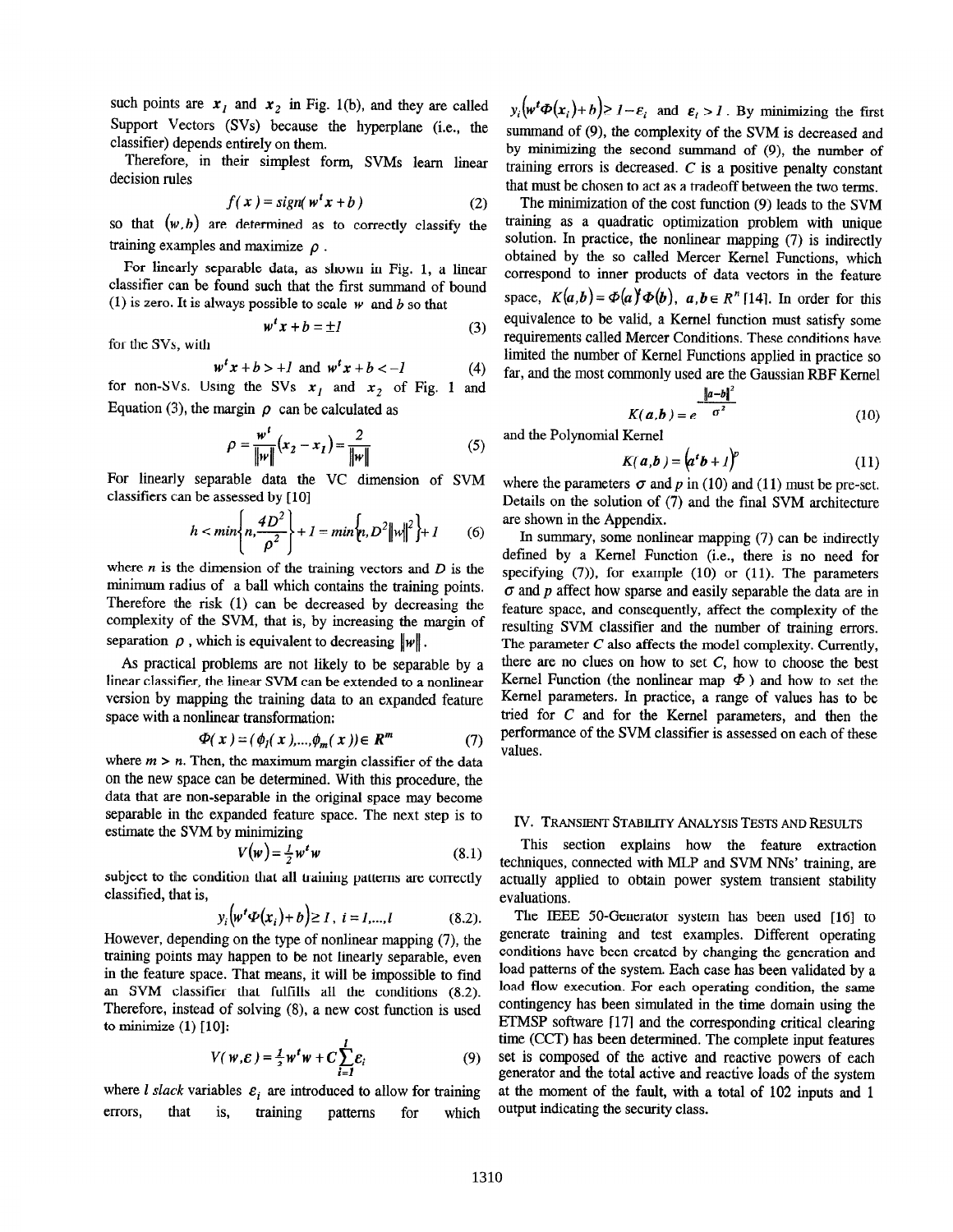such points are $x_1$ and $x_2$ in Fig. 1(b), and they are called Support Vectors (SVs) because the hyperplane (i.e., the classifier) depends entirely on them.

Therefore, in their simplest form, SVMs learn linear decision rules

$$f(x) = sign(w^t x + b) \tag{2}$$

so that $(w, b)$ are determined as to correctly classify the training examples and maximize $\rho$.

For linearly separable data, as shown in Fig. 1, a linear classifier can be found such that the first summand of bound (1) is zero. It is always possible to scale $w$ and $b$ so that

$$w^t x + b = \pm 1 \tag{3}$$

for the SVs, with

$$w^t x + b > +1 \text{ and } w^t x + b < -1 \tag{4}$$

for non-SVs. Using the SVs $x_1$ and $x_2$ of Fig. 1 and Equation (3), the margin $\rho$ can be calculated as

$$\rho = \frac{w^t}{\|w\|}(x_2 - x_1) = \frac{2}{\|w\|} \tag{5}$$

For linearly separable data the VC dimension of SVM classifiers can be assessed by [10]

$$h < min\left\{n, \frac{4D^2}{\rho^2}\right\} + 1 = min\left\{n, D^2\|w\|^2\right\} + 1 \tag{6}$$

where $n$ is the dimension of the training vectors and $D$ is the minimum radius of a ball which contains the training points. Therefore the risk (1) can be decreased by decreasing the complexity of the SVM, that is, by increasing the margin of separation $\rho$, which is equivalent to decreasing $\|w\|$.

As practical problems are not likely to be separable by a linear classifier, the linear SVM can be extended to a nonlinear version by mapping the training data to an expanded feature space with a nonlinear transformation:

$$\Phi(x) = (\phi_1(x), \ldots, \phi_m(x)) \in R^m \tag{7}$$

where $m > n$. Then, the maximum margin classifier of the data on the new space can be determined. With this procedure, the data that are non-separable in the original space may become separable in the expanded feature space. The next step is to estimate the SVM by minimizing

$$V(w) = \tfrac{1}{2} w^t w \tag{8.1}$$

subject to the condition that all training patterns are correctly classified, that is,

$$y_i\left(w^t \Phi(x_i) + b\right) \geq 1,\ i = 1, \ldots, l \tag{8.2}$$

However, depending on the type of nonlinear mapping (7), the training points may happen to be not linearly separable, even in the feature space. That means, it will be impossible to find an SVM classifier that fulfills all the conditions (8.2). Therefore, instead of solving (8), a new cost function is used to minimize (1) [10]:

$$V(w, \varepsilon) = \tfrac{1}{2} w^t w + C\sum_{i=1}^{l} \varepsilon_i \tag{9}$$

where $l$ *slack* variables $\varepsilon_i$ are introduced to allow for training errors, that is, training patterns for which $y_i\left(w^t \Phi(x_i) + b\right) > 1 - \varepsilon_i$ and $\varepsilon_i > 1$. By minimizing the first summand of (9), the complexity of the SVM is decreased and by minimizing the second summand of (9), the number of training errors is decreased. $C$ is a positive penalty constant that must be chosen to act as a tradeoff between the two terms.

The minimization of the cost function (9) leads to the SVM training as a quadratic optimization problem with unique solution. In practice, the nonlinear mapping (7) is indirectly obtained by the so called Mercer Kernel Functions, which correspond to inner products of data vectors in the feature space, $K(a,b) = \Phi(a)^t \Phi(b),\ a,b \in R^n$ [14]. In order for this equivalence to be valid, a Kernel function must satisfy some requirements called Mercer Conditions. These conditions have limited the number of Kernel Functions applied in practice so far, and the most commonly used are the Gaussian RBF Kernel

$$K(a,b) = e^{-\frac{\|a-b\|^2}{\sigma^2}} \tag{10}$$

and the Polynomial Kernel

$$K(a,b) = \left(a^t b + 1\right)^p \tag{11}$$

where the parameters $\sigma$ and $p$ in (10) and (11) must be pre-set. Details on the solution of (7) and the final SVM architecture are shown in the Appendix.

In summary, some nonlinear mapping (7) can be indirectly defined by a Kernel Function (i.e., there is no need for specifying (7)), for example (10) or (11). The parameters $\sigma$ and $p$ affect how sparse and easily separable the data are in feature space, and consequently, affect the complexity of the resulting SVM classifier and the number of training errors. The parameter $C$ also affects the model complexity. Currently, there are no clues on how to set $C$, how to choose the best Kernel Function (the nonlinear map $\Phi$) and how to set the Kernel parameters. In practice, a range of values has to be tried for $C$ and for the Kernel parameters, and then the performance of the SVM classifier is assessed on each of these values.

## IV. Transient Stability Analysis Tests and Results

This section explains how the feature extraction techniques, connected with MLP and SVM NNs' training, are actually applied to obtain power system transient stability evaluations.

The IEEE 50-Generator system has been used [16] to generate training and test examples. Different operating conditions have been created by changing the generation and load patterns of the system. Each case has been validated by a load flow execution. For each operating condition, the same contingency has been simulated in the time domain using the ETMSP software [17] and the corresponding critical clearing time (CCT) has been determined. The complete input features set is composed of the active and reactive powers of each generator and the total active and reactive loads of the system at the moment of the fault, with a total of 102 inputs and 1 output indicating the security class.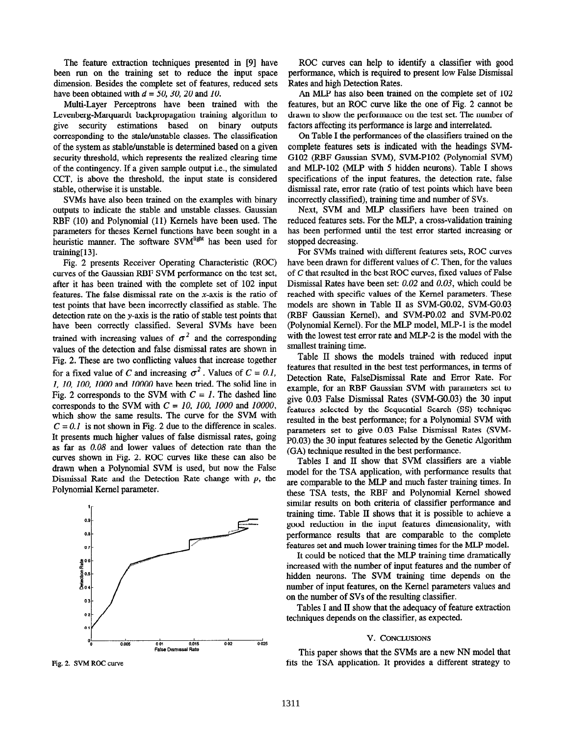The feature extraction techniques presented in [9] have been run on the training set to reduce the input space dimension. Besides the complete set of features, reduced sets have been obtained with *d = 50, 30, 20* and *10*.

Multi-Layer Perceptrons have been trained with the Levenberg-Marquardt backpropagation training algorithm to give security estimations based on binary outputs corresponding to the stale/unstable classes. The classification of the system as stable/unstable is determined based on a given security threshold, which represents the realized clearing time of the contingency. If a given sample output i.e., the simulated CCT, is above the threshold, the input state is considered stable, otherwise it is unstable.

SVMs have also been trained on the examples with binary outputs to indicate the stable and unstable classes. Gaussian RBF (10) and Polynomial (11) Kernels have been used. The parameters for theses Kernel functions have been sought in a heuristic manner. The software SVM$^{light}$ has been used for training[13].

Fig. 2 presents Receiver Operating Characteristic (ROC) curves of the Gaussian RBF SVM performance on the test set, after it has been trained with the complete set of 102 input features. The false dismissal rate on the *x*-axis is the ratio of test points that have been incorrectly classified as stable. The detection rate on the *y*-axis is the ratio of stable test points that have been correctly classified. Several SVMs have been trained with increasing values of $\sigma^2$ and the corresponding values of the detection and false dismissal rates are shown in Fig. 2. These are two conflicting values that increase together for a fixed value of *C* and increasing $\sigma^2$. Values of *C = 0.1, 1, 10, 100, 1000* and *10000* have been tried. The solid line in Fig. 2 corresponds to the SVM with *C = 1*. The dashed line corresponds to the SVM with *C = 10, 100, 1000* and *10000*, which show the same results. The curve for the SVM with *C = 0.1* is not shown in Fig. 2 due to the difference in scales. It presents much higher values of false dismissal rates, going as far as *0.08* and lower values of detection rate than the curves shown in Fig. 2. ROC curves like these can also be drawn when a Polynomial SVM is used, but now the False Dismissal Rate and the Detection Rate change with *p*, the Polynomial Kernel parameter.

Fig. 2. SVM ROC curve

ROC curves can help to identify a classifier with good performance, which is required to present low False Dismissal Rates and high Detection Rates.

An MLP has also been trained on the complete set of 102 features, but an ROC curve like the one of Fig. 2 cannot be drawn to show the performance on the test set. The number of factors affecting its performance is large and interrelated.

On Table I the performances of the classifiers trained on the complete features sets is indicated with the headings SVM-G102 (RBF Gaussian SVM), SVM-P102 (Polynomial SVM) and MLP-102 (MLP with 5 hidden neurons). Table I shows specifications of the input features, the detection rate, false dismissal rate, error rate (ratio of test points which have been incorrectly classified), training time and number of SVs.

Next, SVM and MLP classifiers have been trained on reduced features sets. For the MLP, a cross-validation training has been performed until the test error started increasing or stopped decreasing.

For SVMs trained with different features sets, ROC curves have been drawn for different values of *C*. Then, for the values of *C* that resulted in the best ROC curves, fixed values of False Dismissal Rates have been set: *0.02* and *0.03*, which could be reached with specific values of the Kernel parameters. These models are shown in Table II as SVM-G0.02, SVM-G0.03 (RBF Gaussian Kernel), and SVM-P0.02 and SVM-P0.02 (Polynomial Kernel). For the MLP model, MLP-1 is the model with the lowest test error rate and MLP-2 is the model with the smallest training time.

Table II shows the models trained with reduced input features that resulted in the best test performances, in terms of Detection Rate, FalseDismissal Rate and Error Rate. For example, for an RBF Gaussian SVM with parameters set to give 0.03 False Dismissal Rates (SVM-G0.03) the 30 input features selected by the Sequential Search (SS) technique resulted in the best performance; for a Polynomial SVM with parameters set to give 0.03 False Dismissal Rates (SVM-P0.03) the 30 input features selected by the Genetic Algorithm (GA) technique resulted in the best performance.

Tables I and II show that SVM classifiers are a viable model for the TSA application, with performance results that are comparable to the MLP and much faster training times. In these TSA tests, the RBF and Polynomial Kernel showed similar results on both criteria of classifier performance and training time. Table II shows that it is possible to achieve a good reduction in the input features dimensionality, with performance results that are comparable to the complete features set and much lower training times for the MLP model.

It could be noticed that the MLP training time dramatically increased with the number of input features and the number of hidden neurons. The SVM training time depends on the number of input features, on the Kernel parameters values and on the number of SVs of the resulting classifier.

Tables I and II show that the adequacy of feature extraction techniques depends on the classifier, as expected.

## V. Conclusions

This paper shows that the SVMs are a new NN model that fits the TSA application. It provides a different strategy to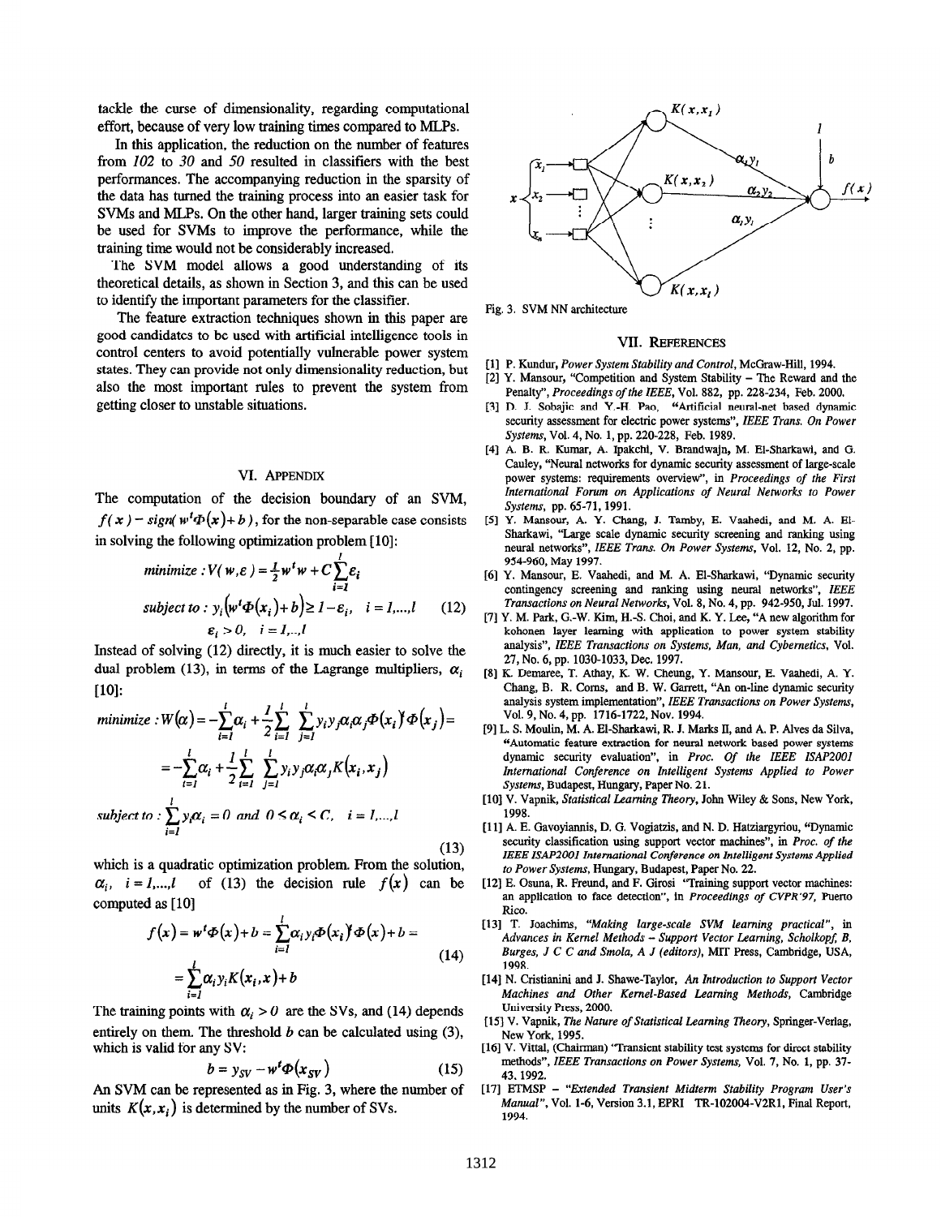tackle the curse of dimensionality, regarding computational effort, because of very low training times compared to MLPs.

In this application, the reduction on the number of features from 102 to 30 and 50 resulted in classifiers with the best performances. The accompanying reduction in the sparsity of the data has turned the training process into an easier task for SVMs and MLPs. On the other hand, larger training sets could be used for SVMs to improve the performance, while the training time would not be considerably increased.

The SVM model allows a good understanding of its theoretical details, as shown in Section 3, and this can be used to identify the important parameters for the classifier.

The feature extraction techniques shown in this paper are good candidates to be used with artificial intelligence tools in control centers to avoid potentially vulnerable power system states. They can provide not only dimensionality reduction, but also the most important rules to prevent the system from getting closer to unstable situations.

## VI. Appendix

The computation of the decision boundary of an SVM, $f(x) = sign(w^t\Phi(x) + b)$, for the non-separable case consists in solving the following optimization problem [10]:

$$\begin{aligned} & minimize: V(w,\varepsilon) = \tfrac{1}{2}w^t w + C\sum_{i=1}^{l}\varepsilon_i \\ & subject\ to: y_i\left(w^t\Phi(x_i) + b\right) \geq 1 - \varepsilon_i,\quad i = 1,\ldots,l \\ & \varepsilon_i > 0,\quad i = 1,\ldots,l \end{aligned} \tag{12}$$

Instead of solving (12) directly, it is much easier to solve the dual problem (13), in terms of the Lagrange multipliers, $\alpha_i$ [10]:

$$\begin{aligned} & minimize: W(\alpha) = -\sum_{i=1}^{l}\alpha_i + \frac{1}{2}\sum_{i=1}^{l}\sum_{j=1}^{l} y_i y_j \alpha_i \alpha_j \Phi(x_i)^t \Phi(x_j) = \\ & = -\sum_{i=1}^{l}\alpha_i + \frac{1}{2}\sum_{i=1}^{l}\sum_{j=1}^{l} y_i y_j \alpha_i \alpha_j K(x_i, x_j) \\ & subject\ to: \sum_{i=1}^{l} y_i \alpha_i = 0 \ and \ 0 \leq \alpha_i \leq C,\quad i = 1,\ldots,l \end{aligned} \tag{13}$$

which is a quadratic optimization problem. From the solution, $\alpha_i,\ i = 1,\ldots,l$ of (13) the decision rule $f(x)$ can be computed as [10]

$$\begin{aligned} f(x) &= w^t\Phi(x) + b = \sum_{i=1}^{l}\alpha_i y_i \Phi(x_i)^t \Phi(x) + b = \\ &= \sum_{i=1}^{l}\alpha_i y_i K(x_i, x) + b \end{aligned} \tag{14}$$

The training points with $\alpha_i > 0$ are the SVs, and (14) depends entirely on them. The threshold $b$ can be calculated using (3), which is valid for any SV:

$$b = y_{SV} - w^t\Phi(x_{SV}) \tag{15}$$

An SVM can be represented as in Fig. 3, where the number of units $K(x, x_i)$ is determined by the number of SVs.

Fig. 3. SVM NN architecture

## VII. References

[1] P. Kundur, *Power System Stability and Control*, McGraw-Hill, 1994.

[2] Y. Mansour, "Competition and System Stability – The Reward and the Penalty", *Proceedings of the IEEE*, Vol. 882, pp. 228-234, Feb. 2000.

[3] D. J. Sobajic and Y.-H. Pao, "Artificial neural-net based dynamic security assessment for electric power systems", *IEEE Trans. On Power Systems*, Vol. 4, No. 1, pp. 220-228, Feb. 1989.

[4] A. B. R. Kumar, A. Ipakchi, V. Brandwajn, M. El-Sharkawi, and G. Cauley, "Neural networks for dynamic security assessment of large-scale power systems: requirements overview", in *Proceedings of the First International Forum on Applications of Neural Networks to Power Systems*, pp. 65-71, 1991.

[5] Y. Mansour, A. Y. Chang, J. Tamby, E. Vaahedi, and M. A. El-Sharkawi, "Large scale dynamic security screening and ranking using neural networks", *IEEE Trans. On Power Systems*, Vol. 12, No. 2, pp. 954-960, May 1997.

[6] Y. Mansour, E. Vaahedi, and M. A. El-Sharkawi, "Dynamic security contingency screening and ranking using neural networks", *IEEE Transactions on Neural Networks*, Vol. 8, No. 4, pp. 942-950, Jul. 1997.

[7] Y. M. Park, G.-W. Kim, H.-S. Choi, and K. Y. Lee, "A new algorithm for kohonen layer learning with application to power system stability analysis", *IEEE Transactions on Systems, Man, and Cybernetics*, Vol. 27, No. 6, pp. 1030-1033, Dec. 1997.

[8] K. Demaree, T. Athay, K. W. Cheung, Y. Mansour, E. Vaahedi, A. Y. Chang, B. R. Corns, and B. W. Garrett, "An on-line dynamic security analysis system implementation", *IEEE Transactions on Power Systems*, Vol. 9, No. 4, pp. 1716-1722, Nov. 1994.

[9] L. S. Moulin, M. A. El-Sharkawi, R. J. Marks II, and A. P. Alves da Silva, "Automatic feature extraction for neural network based power systems dynamic security evaluation", in *Proc. Of the IEEE ISAP2001 International Conference on Intelligent Systems Applied to Power Systems*, Budapest, Hungary, Paper No. 21.

[10] V. Vapnik, *Statistical Learning Theory*, John Wiley & Sons, New York, 1998.

[11] A. E. Gavoyiannis, D. G. Vogiatzis, and N. D. Hatziargyriou, "Dynamic security classification using support vector machines", in *Proc. of the IEEE ISAP2001 International Conference on Intelligent Systems Applied to Power Systems*, Hungary, Budapest, Paper No. 22.

[12] E. Osuna, R. Freund, and F. Girosi "Training support vector machines: an application to face detection", in *Proceedings of CVPR'97*, Puerto Rico.

[13] T. Joachims, *"Making large-scale SVM learning practical"*, in *Advances in Kernel Methods – Support Vector Learning, Scholkopf, B, Burges, J C C and Smola, A J (editors)*, MIT Press, Cambridge, USA, 1998.

[14] N. Cristianini and J. Shawe-Taylor, *An Introduction to Support Vector Machines and Other Kernel-Based Learning Methods*, Cambridge University Press, 2000.

[15] V. Vapnik, *The Nature of Statistical Learning Theory*, Springer-Verlag, New York, 1995.

[16] V. Vittal, (Chairman) "Transient stability test systems for direct stability methods", *IEEE Transactions on Power Systems*, Vol. 7, No. 1, pp. 37-43, 1992.

[17] ETMSP – *"Extended Transient Midterm Stability Program User's Manual"*, Vol. 1-6, Version 3.1, EPRI TR-102004-V2R1, Final Report, 1994.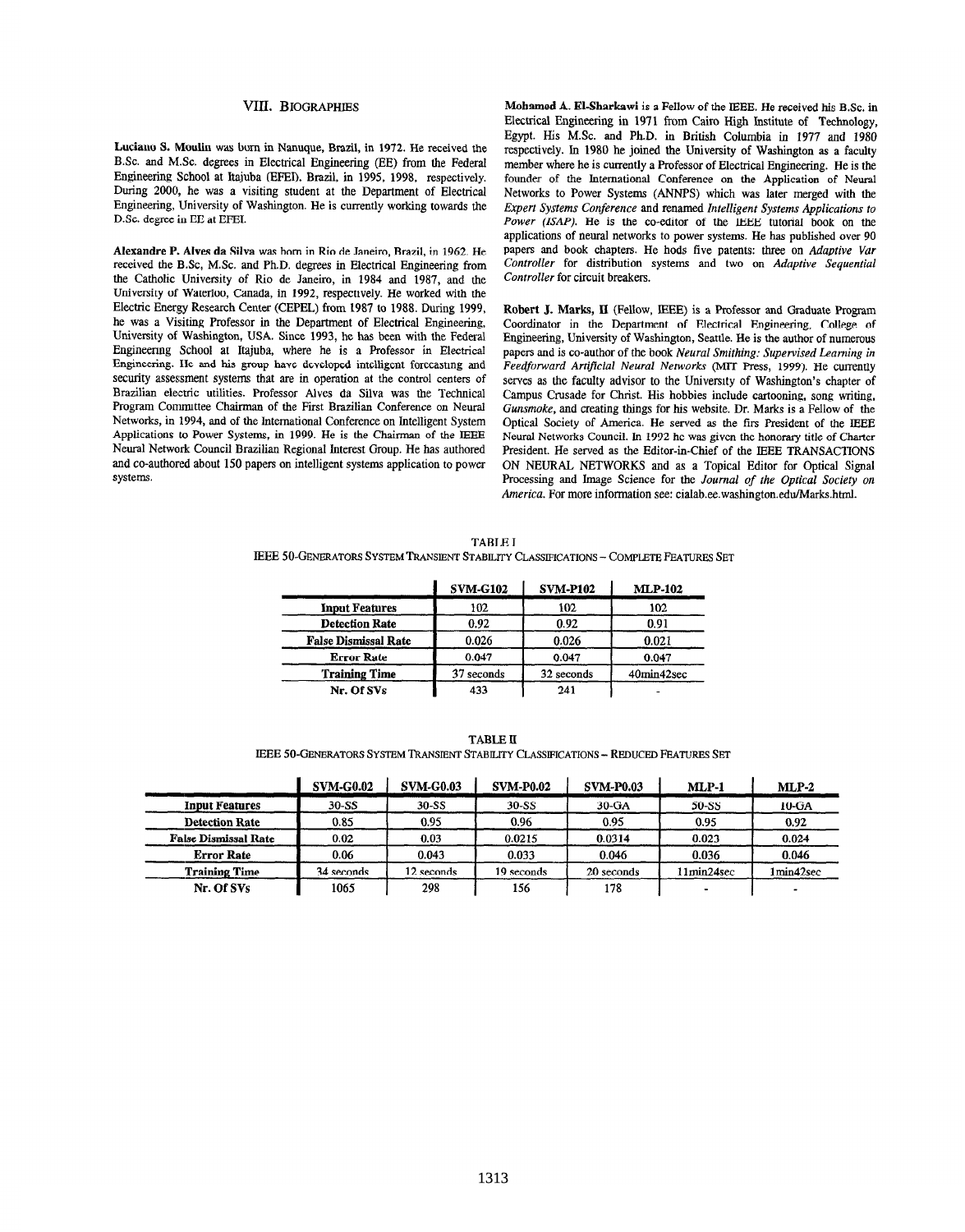## VIII. Biographies

**Luciano S. Moulin** was born in Nanuque, Brazil, in 1972. He received the B.Sc. and M.Sc. degrees in Electrical Engineering (EE) from the Federal Engineering School at Itajuba (EFEI), Brazil, in 1995, 1998, respectively. During 2000, he was a visiting student at the Department of Electrical Engineering, University of Washington. He is currently working towards the D.Sc. degree in EE at EFEI.

**Alexandre P. Alves da Silva** was born in Rio de Janeiro, Brazil, in 1962. He received the B.Sc, M.Sc. and Ph.D. degrees in Electrical Engineering from the Catholic University of Rio de Janeiro, in 1984 and 1987, and the University of Waterloo, Canada, in 1992, respectively. He worked with the Electric Energy Research Center (CEPEL) from 1987 to 1988. During 1999, he was a Visiting Professor in the Department of Electrical Engineering, University of Washington, USA. Since 1993, he has been with the Federal Engineering School at Itajuba, where he is a Professor in Electrical Engineering. He and his group have developed intelligent forecasting and security assessment systems that are in operation at the control centers of Brazilian electric utilities. Professor Alves da Silva was the Technical Program Committee Chairman of the First Brazilian Conference on Neural Networks, in 1994, and of the International Conference on Intelligent System Applications to Power Systems, in 1999. He is the Chairman of the IEEE Neural Network Council Brazilian Regional Interest Group. He has authored and co-authored about 150 papers on intelligent systems application to power systems.

**Mohamed A. El-Sharkawi** is a Fellow of the IEEE. He received his B.Sc. in Electrical Engineering in 1971 from Cairo High Institute of Technology, Egypt. His M.Sc. and Ph.D. in British Columbia in 1977 and 1980 respectively. In 1980 he joined the University of Washington as a faculty member where he is currently a Professor of Electrical Engineering. He is the founder of the International Conference on the Application of Neural Networks to Power Systems (ANNPS) which was later merged with the *Expert Systems Conference* and renamed *Intelligent Systems Applications to Power (ISAP)*. He is the co-editor of the IEEE tutorial book on the applications of neural networks to power systems. He has published over 90 papers and book chapters. He hods five patents: three on *Adaptive Var Controller* for distribution systems and two on *Adaptive Sequential Controller* for circuit breakers.

**Robert J. Marks, II** (Fellow, IEEE) is a Professor and Graduate Program Coordinator in the Department of Electrical Engineering, College of Engineering, University of Washington, Seattle. He is the author of numerous papers and is co-author of the book *Neural Smithing: Supervised Learning in Feedforward Artificial Neural Networks* (MIT Press, 1999). He currently serves as the faculty advisor to the University of Washington's chapter of Campus Crusade for Christ. His hobbies include cartooning, song writing, *Gunsmoke*, and creating things for his website. Dr. Marks is a Fellow of the Optical Society of America. He served as the firs President of the IEEE Neural Networks Council. In 1992 he was given the honorary title of Charter President. He served as the Editor-in-Chief of the IEEE TRANSACTIONS ON NEURAL NETWORKS and as a Topical Editor for Optical Signal Processing and Image Science for the *Journal of the Optical Society on America*. For more information see: cialab.ee.washington.edu/Marks.html.

TABLE I
IEEE 50-GENERATORS SYSTEM TRANSIENT STABILITY CLASSIFICATIONS – COMPLETE FEATURES SET

| | SVM-G102 | SVM-P102 | MLP-102 |
|---|---|---|---|
| **Input Features** | 102 | 102 | 102 |
| **Detection Rate** | 0.92 | 0.92 | 0.91 |
| **False Dismissal Rate** | 0.026 | 0.026 | 0.021 |
| **Error Rate** | 0.047 | 0.047 | 0.047 |
| **Training Time** | 37 seconds | 32 seconds | 40min42sec |
| **Nr. Of SVs** | 433 | 241 | - |

TABLE II
IEEE 50-GENERATORS SYSTEM TRANSIENT STABILITY CLASSIFICATIONS – REDUCED FEATURES SET

| | SVM-G0.02 | SVM-G0.03 | SVM-P0.02 | SVM-P0.03 | MLP-1 | MLP-2 |
|---|---|---|---|---|---|---|
| **Input Features** | 30-SS | 30-SS | 30-SS | 30-GA | 50-SS | 10-GA |
| **Detection Rate** | 0.85 | 0.95 | 0.96 | 0.95 | 0.95 | 0.92 |
| **False Dismissal Rate** | 0.02 | 0.03 | 0.0215 | 0.0314 | 0.023 | 0.024 |
| **Error Rate** | 0.06 | 0.043 | 0.033 | 0.046 | 0.036 | 0.046 |
| **Training Time** | 34 seconds | 12 seconds | 19 seconds | 20 seconds | 11min24sec | 1min42sec |
| **Nr. Of SVs** | 1065 | 298 | 156 | 178 | - | - |